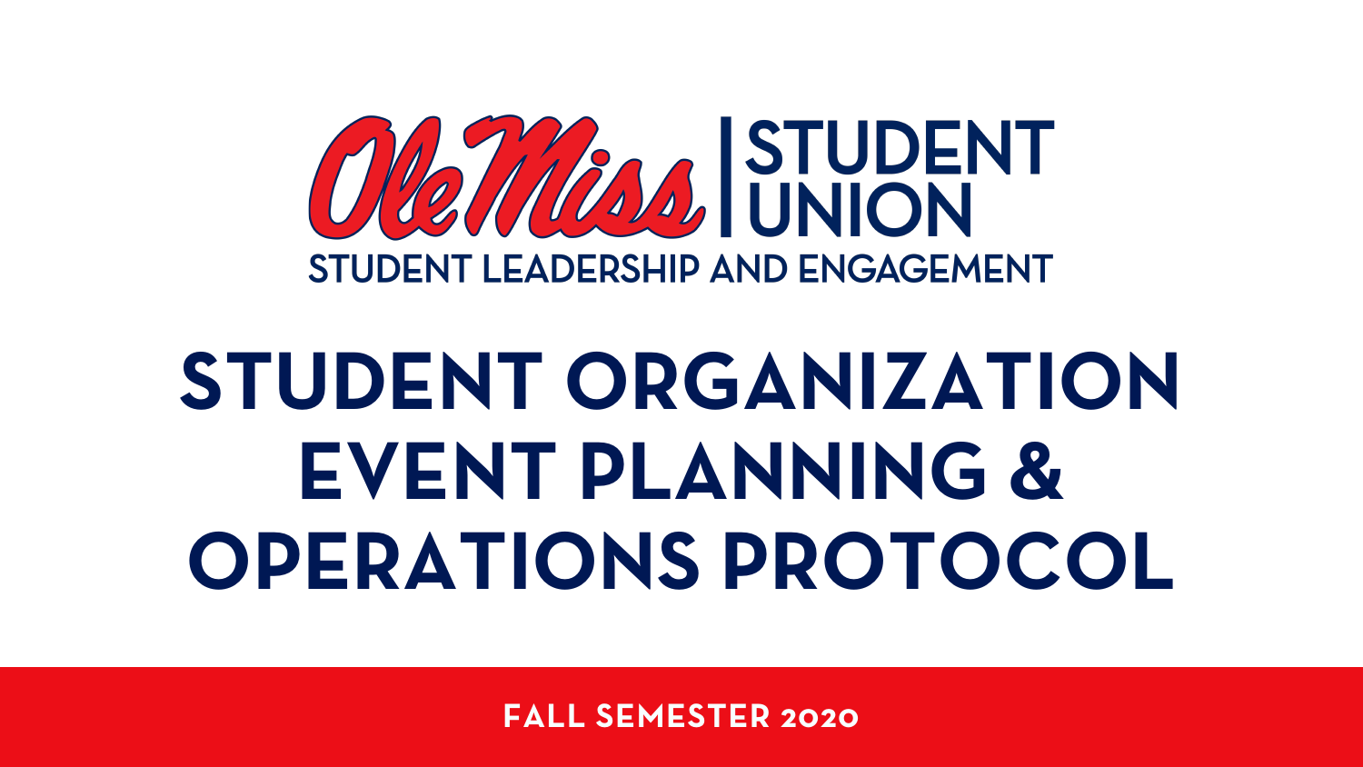Ole Miss | STUDENT UNION

STUDENT LEADERSHIP AND ENGAGEMENT

# STUDENT ORGANIZATION EVENT PLANNING & OPERATIONS PROTOCOL

**FALL SEMESTER 2020**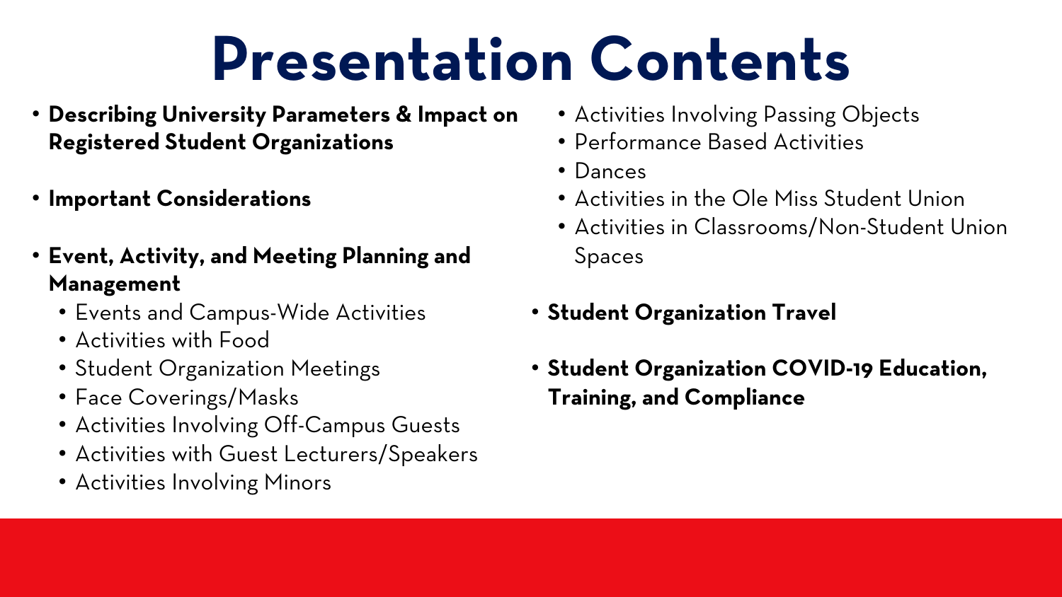# Presentation Contents

- **Describing University Parameters & Impact on Registered Student Organizations**
- **Important Considerations**
- **Event, Activity, and Meeting Planning and Management**
  - Events and Campus-Wide Activities
  - Activities with Food
  - Student Organization Meetings
  - Face Coverings/Masks
  - Activities Involving Off-Campus Guests
  - Activities with Guest Lecturers/Speakers
  - Activities Involving Minors
  - Activities Involving Passing Objects
  - Performance Based Activities
  - Dances
  - Activities in the Ole Miss Student Union
  - Activities in Classrooms/Non-Student Union Spaces
- **Student Organization Travel**
- **Student Organization COVID-19 Education, Training, and Compliance**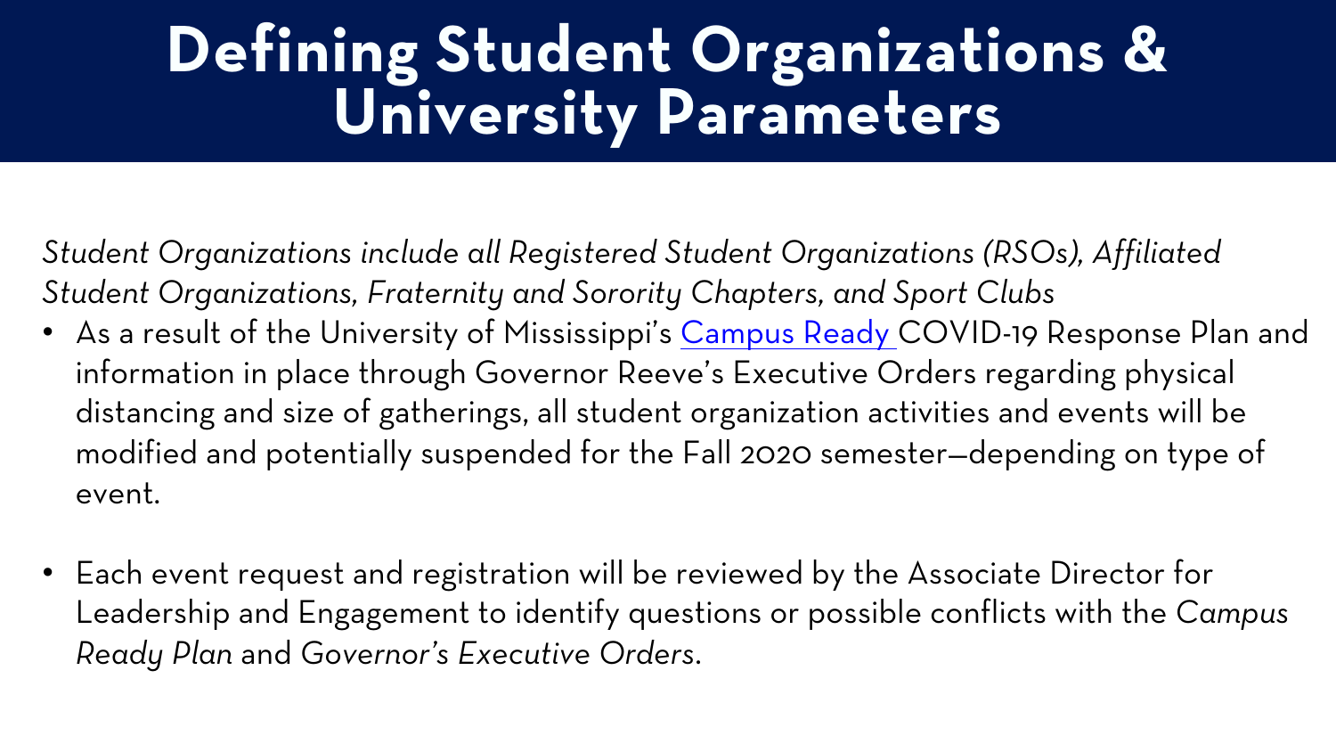# Defining Student Organizations & University Parameters

*Student Organizations include all Registered Student Organizations (RSOs), Affiliated Student Organizations, Fraternity and Sorority Chapters, and Sport Clubs*

- As a result of the University of Mississippi's Campus Ready COVID-19 Response Plan and information in place through Governor Reeve's Executive Orders regarding physical distancing and size of gatherings, all student organization activities and events will be modified and potentially suspended for the Fall 2020 semester—depending on type of event.

- Each event request and registration will be reviewed by the Associate Director for Leadership and Engagement to identify questions or possible conflicts with the *Campus Ready Plan* and *Governor's Executive Orders*.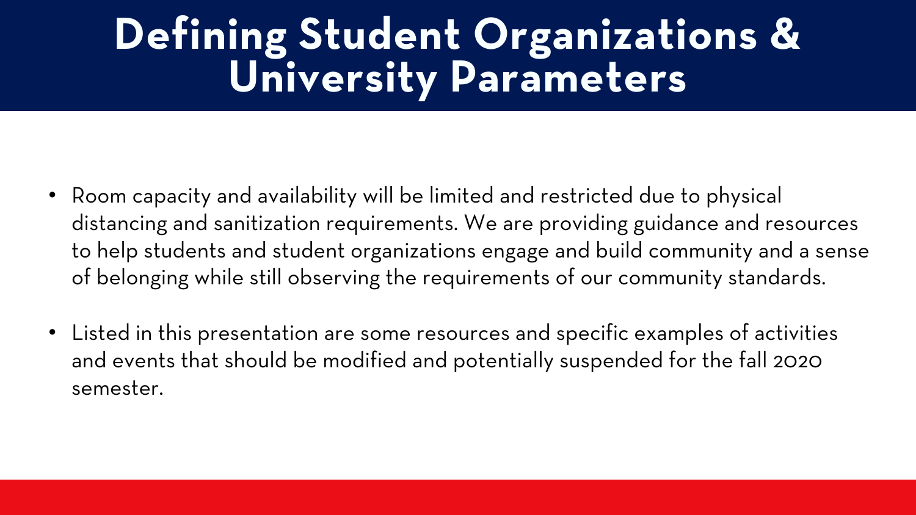# Defining Student Organizations & University Parameters

- Room capacity and availability will be limited and restricted due to physical distancing and sanitization requirements. We are providing guidance and resources to help students and student organizations engage and build community and a sense of belonging while still observing the requirements of our community standards.
- Listed in this presentation are some resources and specific examples of activities and events that should be modified and potentially suspended for the fall 2020 semester.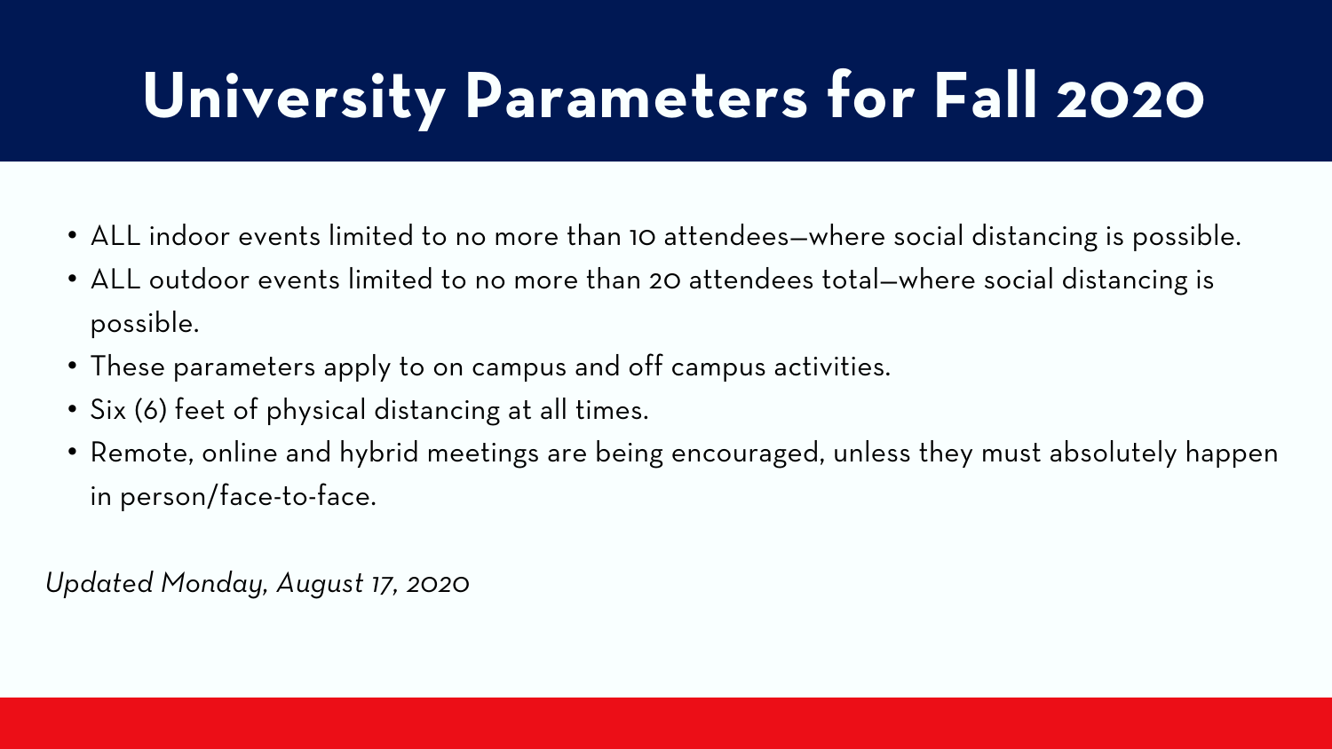# University Parameters for Fall 2020

- ALL indoor events limited to no more than 10 attendees—where social distancing is possible.
- ALL outdoor events limited to no more than 20 attendees total—where social distancing is possible.
- These parameters apply to on campus and off campus activities.
- Six (6) feet of physical distancing at all times.
- Remote, online and hybrid meetings are being encouraged, unless they must absolutely happen in person/face-to-face.

*Updated Monday, August 17, 2020*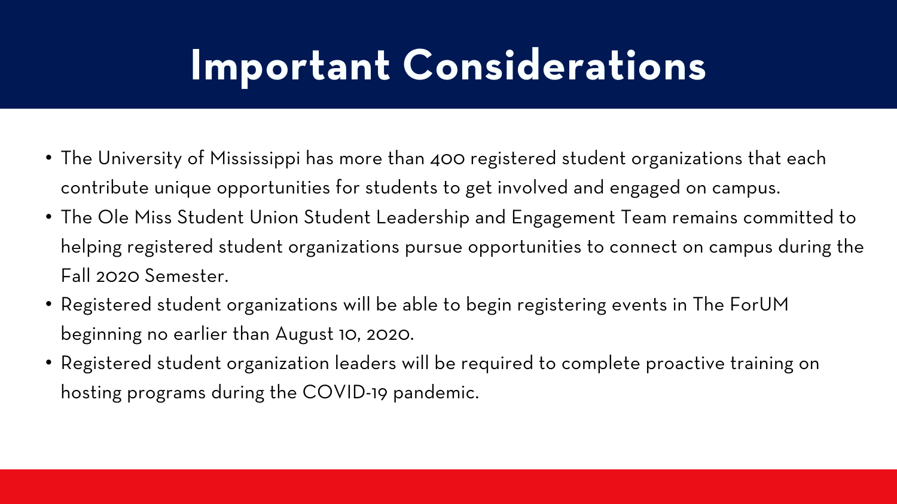# Important Considerations

- The University of Mississippi has more than 400 registered student organizations that each contribute unique opportunities for students to get involved and engaged on campus.
- The Ole Miss Student Union Student Leadership and Engagement Team remains committed to helping registered student organizations pursue opportunities to connect on campus during the Fall 2020 Semester.
- Registered student organizations will be able to begin registering events in The ForUM beginning no earlier than August 10, 2020.
- Registered student organization leaders will be required to complete proactive training on hosting programs during the COVID-19 pandemic.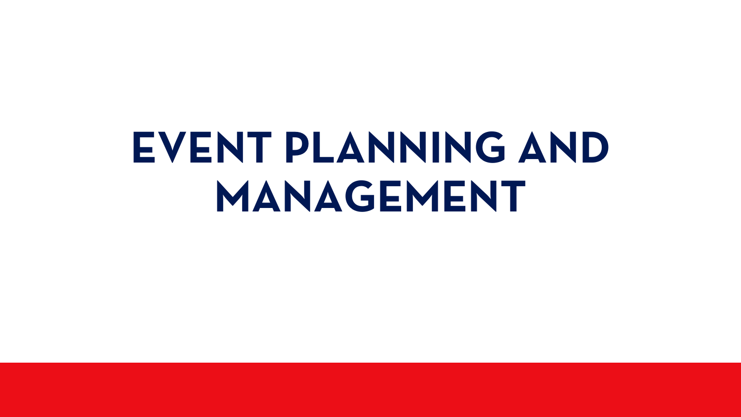# EVENT PLANNING AND MANAGEMENT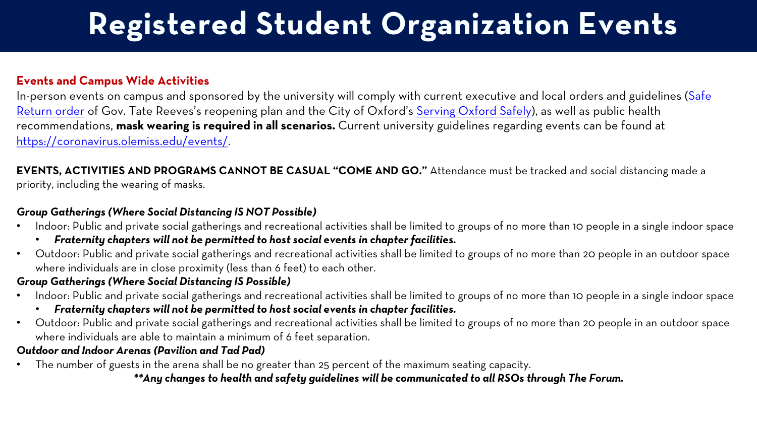# Registered Student Organization Events

**Events and Campus Wide Activities**

In-person events on campus and sponsored by the university will comply with current executive and local orders and guidelines ([Safe Return order]() of Gov. Tate Reeves's reopening plan and the City of Oxford's [Serving Oxford Safely]()), as well as public health recommendations, **mask wearing is required in all scenarios.** Current university guidelines regarding events can be found at [https://coronavirus.olemiss.edu/events/](https://coronavirus.olemiss.edu/events/).

**EVENTS, ACTIVITIES AND PROGRAMS CANNOT BE CASUAL "COME AND GO."** Attendance must be tracked and social distancing made a priority, including the wearing of masks.

***Group Gatherings (Where Social Distancing IS NOT Possible)***

- Indoor: Public and private social gatherings and recreational activities shall be limited to groups of no more than 10 people in a single indoor space
  - ***Fraternity chapters will not be permitted to host social events in chapter facilities.***
- Outdoor: Public and private social gatherings and recreational activities shall be limited to groups of no more than 20 people in an outdoor space where individuals are in close proximity (less than 6 feet) to each other.

***Group Gatherings (Where Social Distancing IS Possible)***

- Indoor: Public and private social gatherings and recreational activities shall be limited to groups of no more than 10 people in a single indoor space
  - ***Fraternity chapters will not be permitted to host social events in chapter facilities.***
- Outdoor: Public and private social gatherings and recreational activities shall be limited to groups of no more than 20 people in an outdoor space where individuals are able to maintain a minimum of 6 feet separation.

***Outdoor and Indoor Arenas (Pavilion and Tad Pad)***

- The number of guests in the arena shall be no greater than 25 percent of the maximum seating capacity.

***\*\*Any changes to health and safety guidelines will be communicated to all RSOs through The Forum.***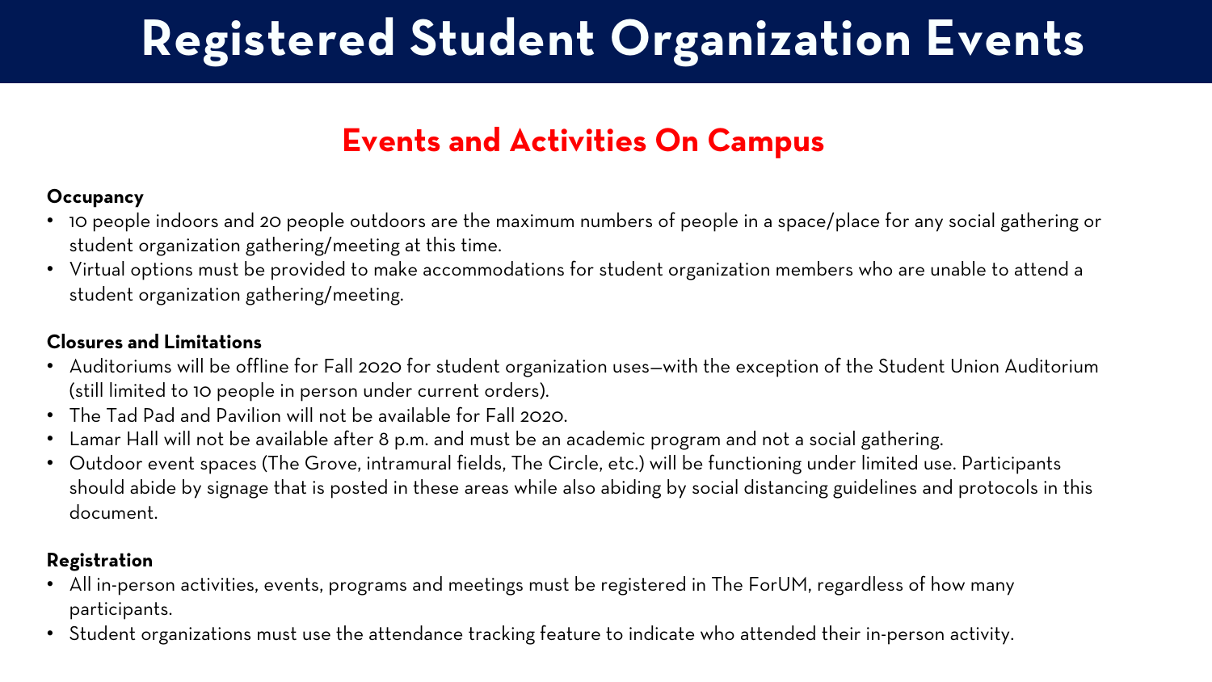# Registered Student Organization Events

## Events and Activities On Campus

**Occupancy**

- 10 people indoors and 20 people outdoors are the maximum numbers of people in a space/place for any social gathering or student organization gathering/meeting at this time.
- Virtual options must be provided to make accommodations for student organization members who are unable to attend a student organization gathering/meeting.

**Closures and Limitations**

- Auditoriums will be offline for Fall 2020 for student organization uses—with the exception of the Student Union Auditorium (still limited to 10 people in person under current orders).
- The Tad Pad and Pavilion will not be available for Fall 2020.
- Lamar Hall will not be available after 8 p.m. and must be an academic program and not a social gathering.
- Outdoor event spaces (The Grove, intramural fields, The Circle, etc.) will be functioning under limited use. Participants should abide by signage that is posted in these areas while also abiding by social distancing guidelines and protocols in this document.

**Registration**

- All in-person activities, events, programs and meetings must be registered in The ForUM, regardless of how many participants.
- Student organizations must use the attendance tracking feature to indicate who attended their in-person activity.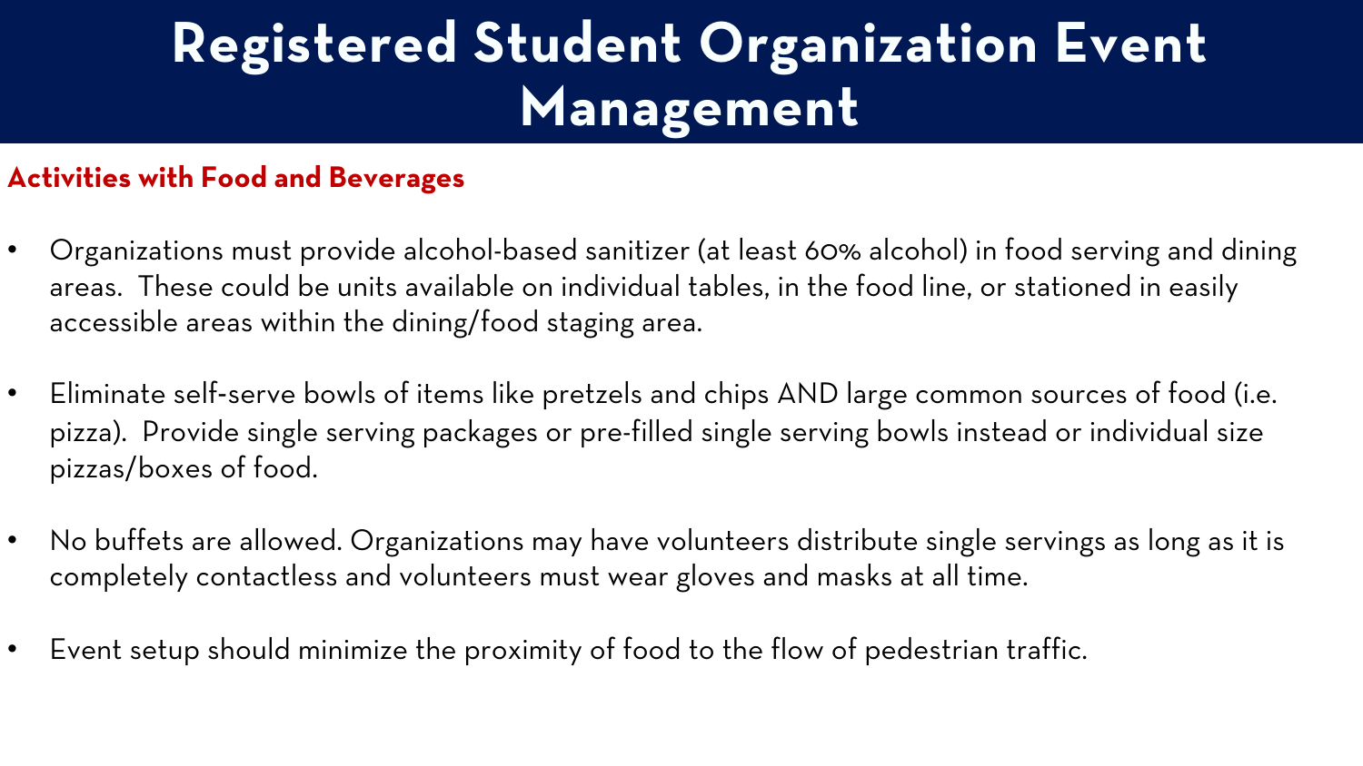# Registered Student Organization Event Management

## Activities with Food and Beverages

- Organizations must provide alcohol-based sanitizer (at least 60% alcohol) in food serving and dining areas. These could be units available on individual tables, in the food line, or stationed in easily accessible areas within the dining/food staging area.

- Eliminate self-serve bowls of items like pretzels and chips AND large common sources of food (i.e. pizza). Provide single serving packages or pre-filled single serving bowls instead or individual size pizzas/boxes of food.

- No buffets are allowed. Organizations may have volunteers distribute single servings as long as it is completely contactless and volunteers must wear gloves and masks at all time.

- Event setup should minimize the proximity of food to the flow of pedestrian traffic.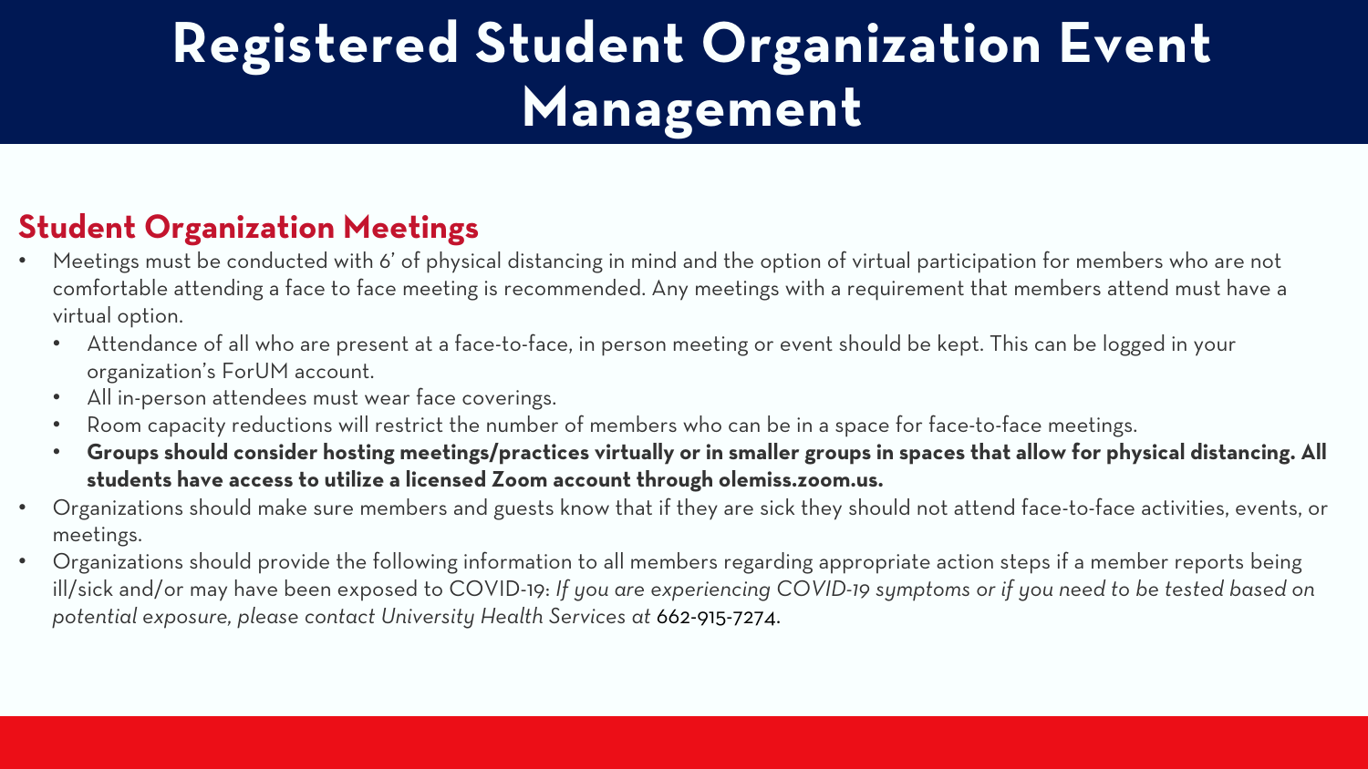# Registered Student Organization Event Management

## Student Organization Meetings

- Meetings must be conducted with 6' of physical distancing in mind and the option of virtual participation for members who are not comfortable attending a face to face meeting is recommended. Any meetings with a requirement that members attend must have a virtual option.
  - Attendance of all who are present at a face-to-face, in person meeting or event should be kept. This can be logged in your organization's ForUM account.
  - All in-person attendees must wear face coverings.
  - Room capacity reductions will restrict the number of members who can be in a space for face-to-face meetings.
  - **Groups should consider hosting meetings/practices virtually or in smaller groups in spaces that allow for physical distancing. All students have access to utilize a licensed Zoom account through olemiss.zoom.us.**
- Organizations should make sure members and guests know that if they are sick they should not attend face-to-face activities, events, or meetings.
- Organizations should provide the following information to all members regarding appropriate action steps if a member reports being ill/sick and/or may have been exposed to COVID-19: *If you are experiencing COVID-19 symptoms or if you need to be tested based on potential exposure, please contact University Health Services at* 662-915-7274.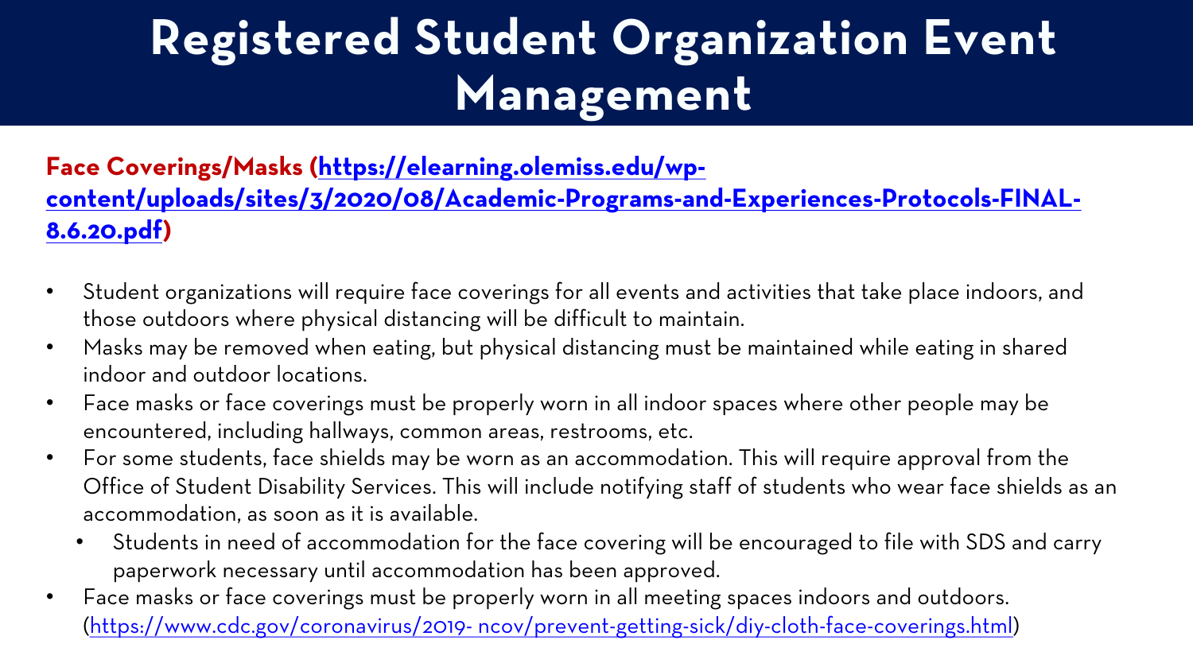# Registered Student Organization Event Management

**Face Coverings/Masks ([https://elearning.olemiss.edu/wp-content/uploads/sites/3/2020/08/Academic-Programs-and-Experiences-Protocols-FINAL-8.6.20.pdf](https://elearning.olemiss.edu/wp-content/uploads/sites/3/2020/08/Academic-Programs-and-Experiences-Protocols-FINAL-8.6.20.pdf))**

- Student organizations will require face coverings for all events and activities that take place indoors, and those outdoors where physical distancing will be difficult to maintain.
- Masks may be removed when eating, but physical distancing must be maintained while eating in shared indoor and outdoor locations.
- Face masks or face coverings must be properly worn in all indoor spaces where other people may be encountered, including hallways, common areas, restrooms, etc.
- For some students, face shields may be worn as an accommodation. This will require approval from the Office of Student Disability Services. This will include notifying staff of students who wear face shields as an accommodation, as soon as it is available.
  - Students in need of accommodation for the face covering will be encouraged to file with SDS and carry paperwork necessary until accommodation has been approved.
- Face masks or face coverings must be properly worn in all meeting spaces indoors and outdoors. ([https://www.cdc.gov/coronavirus/2019- ncov/prevent-getting-sick/diy-cloth-face-coverings.html](https://www.cdc.gov/coronavirus/2019-ncov/prevent-getting-sick/diy-cloth-face-coverings.html))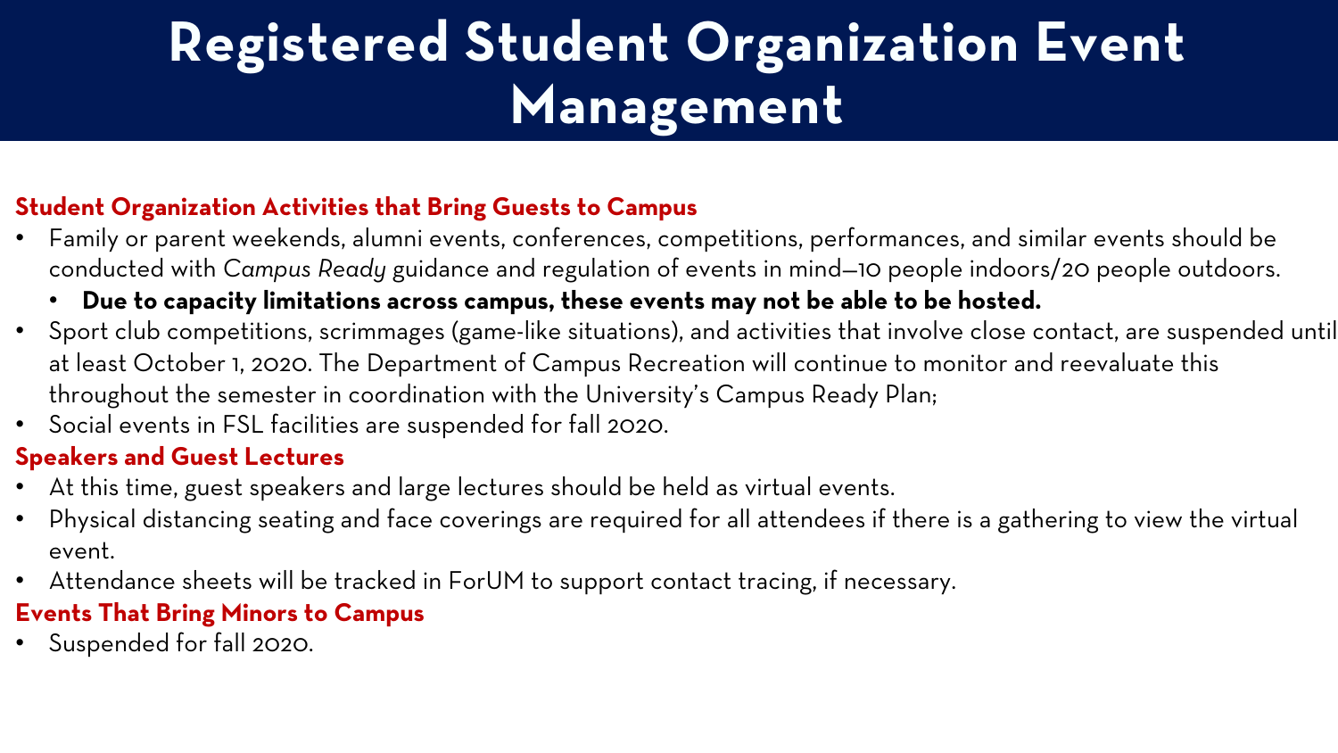# Registered Student Organization Event Management

### Student Organization Activities that Bring Guests to Campus

- Family or parent weekends, alumni events, conferences, competitions, performances, and similar events should be conducted with *Campus Ready* guidance and regulation of events in mind—10 people indoors/20 people outdoors.
  - **Due to capacity limitations across campus, these events may not be able to be hosted.**
- Sport club competitions, scrimmages (game-like situations), and activities that involve close contact, are suspended until at least October 1, 2020. The Department of Campus Recreation will continue to monitor and reevaluate this throughout the semester in coordination with the University's Campus Ready Plan;
- Social events in FSL facilities are suspended for fall 2020.

### Speakers and Guest Lectures

- At this time, guest speakers and large lectures should be held as virtual events.
- Physical distancing seating and face coverings are required for all attendees if there is a gathering to view the virtual event.
- Attendance sheets will be tracked in ForUM to support contact tracing, if necessary.

### Events That Bring Minors to Campus

- Suspended for fall 2020.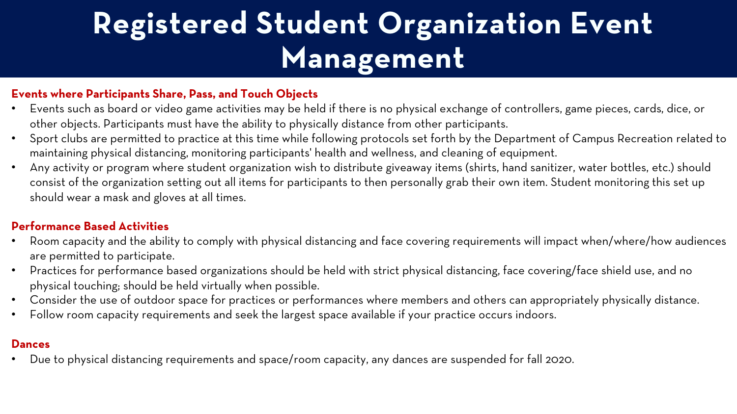# Registered Student Organization Event Management

### Events where Participants Share, Pass, and Touch Objects

- Events such as board or video game activities may be held if there is no physical exchange of controllers, game pieces, cards, dice, or other objects. Participants must have the ability to physically distance from other participants.
- Sport clubs are permitted to practice at this time while following protocols set forth by the Department of Campus Recreation related to maintaining physical distancing, monitoring participants' health and wellness, and cleaning of equipment.
- Any activity or program where student organization wish to distribute giveaway items (shirts, hand sanitizer, water bottles, etc.) should consist of the organization setting out all items for participants to then personally grab their own item. Student monitoring this set up should wear a mask and gloves at all times.

### Performance Based Activities

- Room capacity and the ability to comply with physical distancing and face covering requirements will impact when/where/how audiences are permitted to participate.
- Practices for performance based organizations should be held with strict physical distancing, face covering/face shield use, and no physical touching; should be held virtually when possible.
- Consider the use of outdoor space for practices or performances where members and others can appropriately physically distance.
- Follow room capacity requirements and seek the largest space available if your practice occurs indoors.

### Dances

- Due to physical distancing requirements and space/room capacity, any dances are suspended for fall 2020.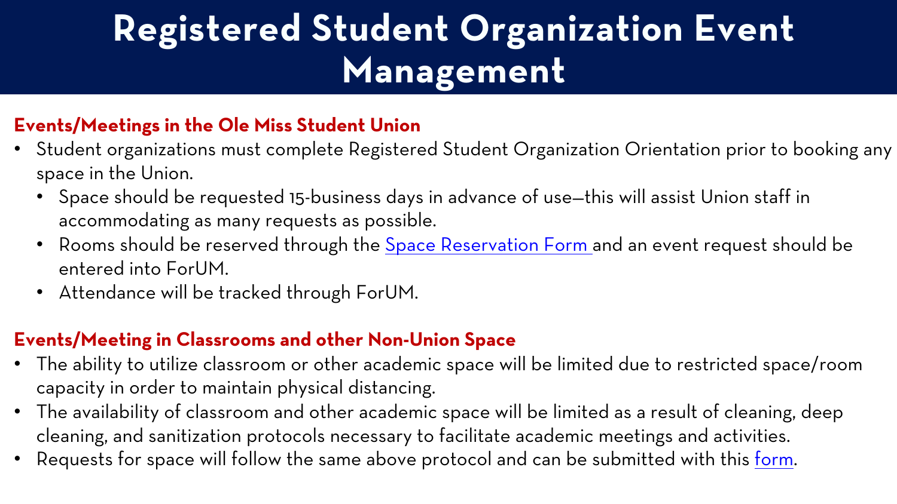# Registered Student Organization Event Management

## Events/Meetings in the Ole Miss Student Union

- Student organizations must complete Registered Student Organization Orientation prior to booking any space in the Union.
  - Space should be requested 15-business days in advance of use—this will assist Union staff in accommodating as many requests as possible.
  - Rooms should be reserved through the Space Reservation Form and an event request should be entered into ForUM.
  - Attendance will be tracked through ForUM.

## Events/Meeting in Classrooms and other Non-Union Space

- The ability to utilize classroom or other academic space will be limited due to restricted space/room capacity in order to maintain physical distancing.
- The availability of classroom and other academic space will be limited as a result of cleaning, deep cleaning, and sanitization protocols necessary to facilitate academic meetings and activities.
- Requests for space will follow the same above protocol and can be submitted with this form.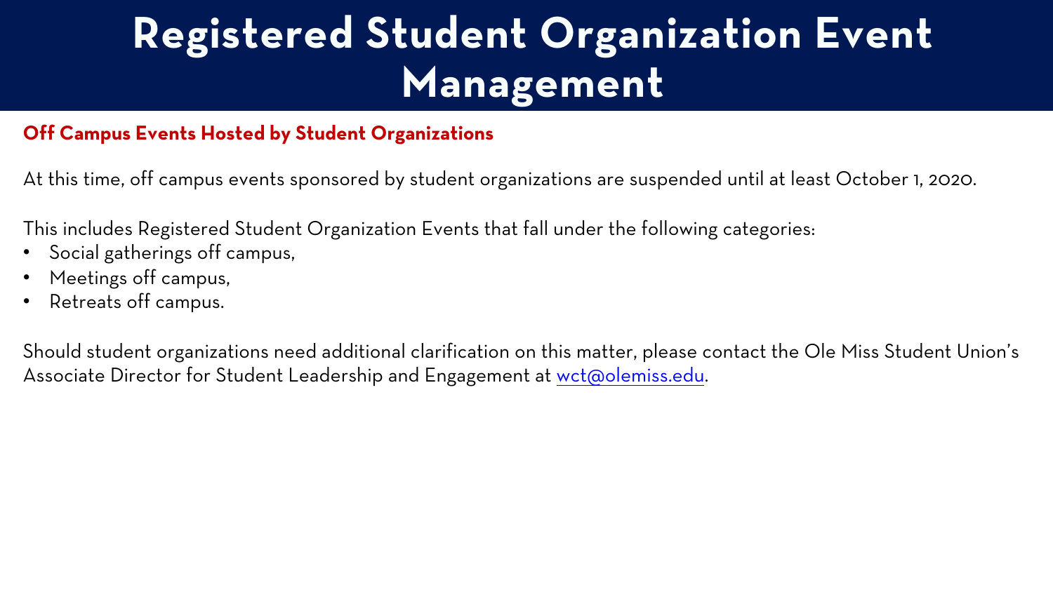# Registered Student Organization Event Management

## Off Campus Events Hosted by Student Organizations

At this time, off campus events sponsored by student organizations are suspended until at least October 1, 2020.

This includes Registered Student Organization Events that fall under the following categories:

- Social gatherings off campus,
- Meetings off campus,
- Retreats off campus.

Should student organizations need additional clarification on this matter, please contact the Ole Miss Student Union's Associate Director for Student Leadership and Engagement at wct@olemiss.edu.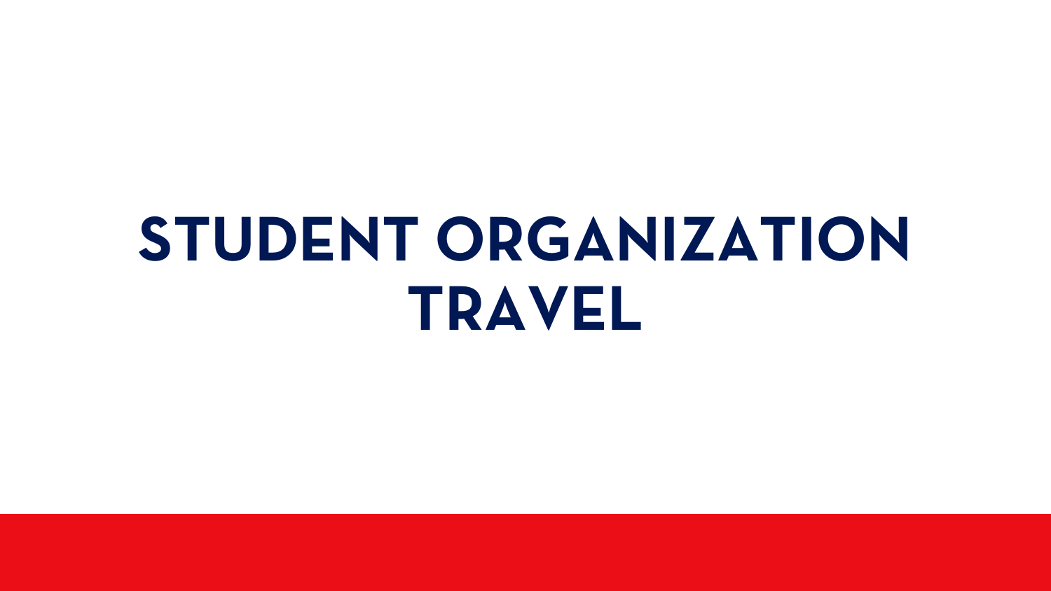# STUDENT ORGANIZATION TRAVEL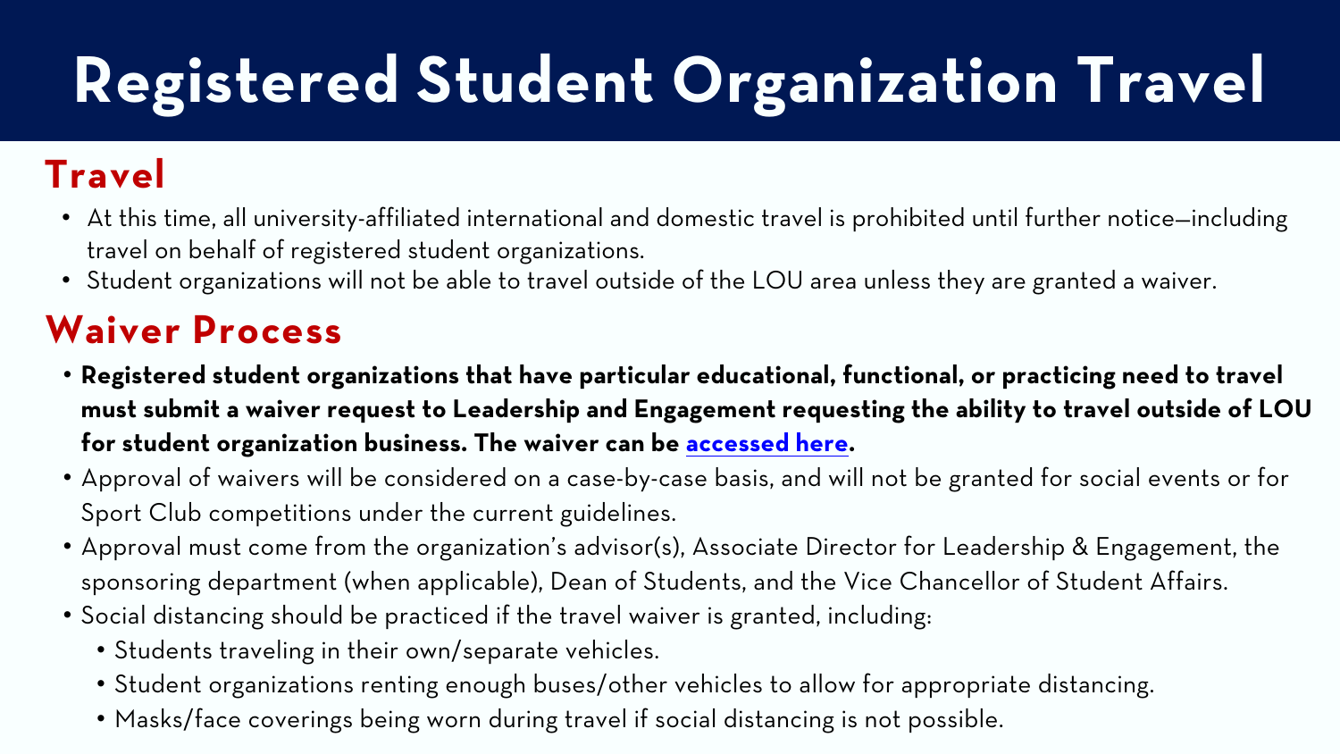# Registered Student Organization Travel

## Travel

- At this time, all university-affiliated international and domestic travel is prohibited until further notice—including travel on behalf of registered student organizations.
- Student organizations will not be able to travel outside of the LOU area unless they are granted a waiver.

## Waiver Process

- **Registered student organizations that have particular educational, functional, or practicing need to travel must submit a waiver request to Leadership and Engagement requesting the ability to travel outside of LOU for student organization business. The waiver can be accessed here.**
- Approval of waivers will be considered on a case-by-case basis, and will not be granted for social events or for Sport Club competitions under the current guidelines.
- Approval must come from the organization's advisor(s), Associate Director for Leadership & Engagement, the sponsoring department (when applicable), Dean of Students, and the Vice Chancellor of Student Affairs.
- Social distancing should be practiced if the travel waiver is granted, including:
  - Students traveling in their own/separate vehicles.
  - Student organizations renting enough buses/other vehicles to allow for appropriate distancing.
  - Masks/face coverings being worn during travel if social distancing is not possible.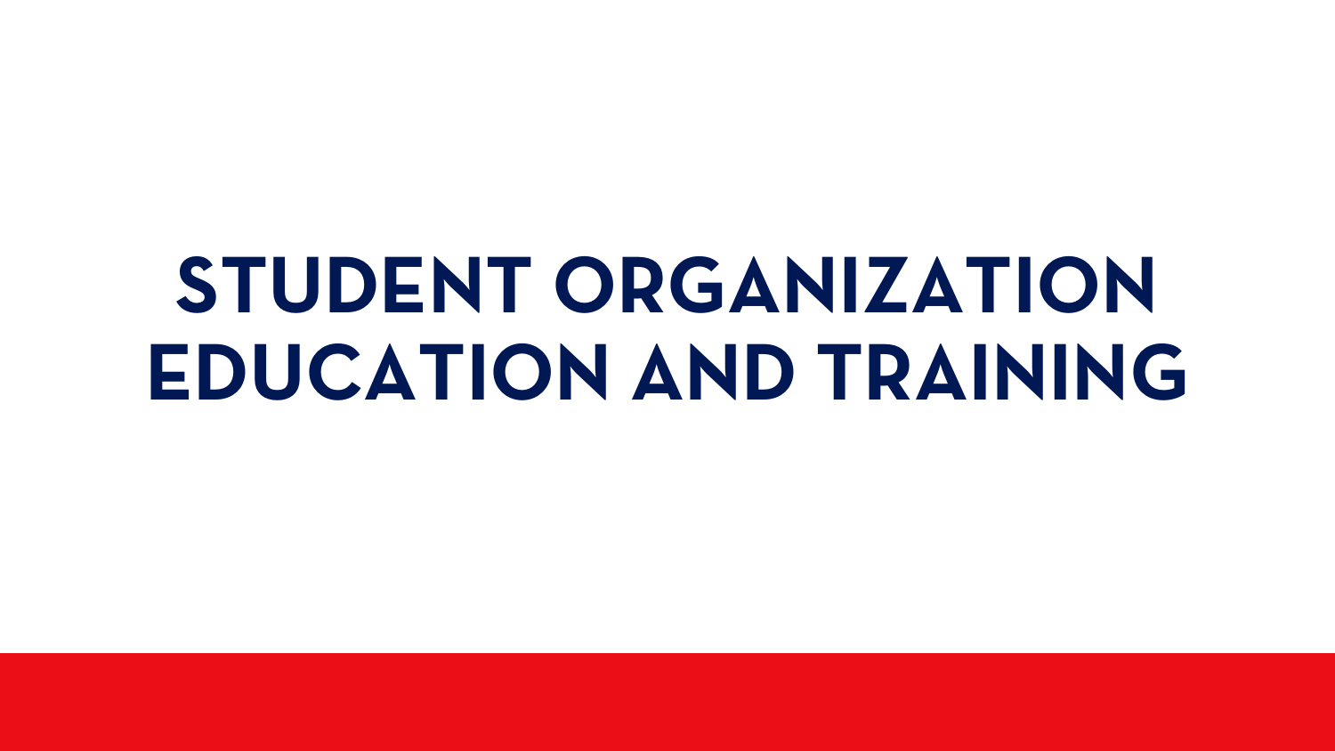# STUDENT ORGANIZATION EDUCATION AND TRAINING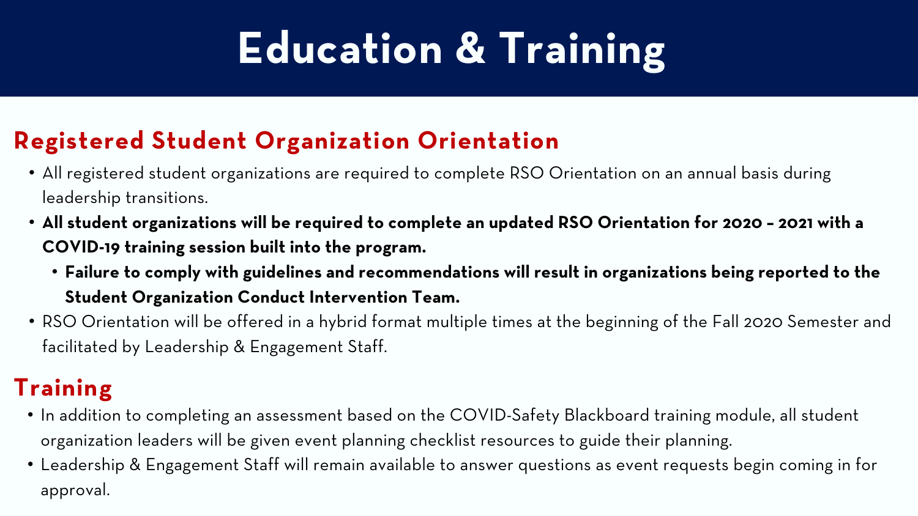# Education & Training

## Registered Student Organization Orientation

- All registered student organizations are required to complete RSO Orientation on an annual basis during leadership transitions.
- **All student organizations will be required to complete an updated RSO Orientation for 2020 – 2021 with a COVID-19 training session built into the program.**
  - **Failure to comply with guidelines and recommendations will result in organizations being reported to the Student Organization Conduct Intervention Team.**
- RSO Orientation will be offered in a hybrid format multiple times at the beginning of the Fall 2020 Semester and facilitated by Leadership & Engagement Staff.

## Training

- In addition to completing an assessment based on the COVID-Safety Blackboard training module, all student organization leaders will be given event planning checklist resources to guide their planning.
- Leadership & Engagement Staff will remain available to answer questions as event requests begin coming in for approval.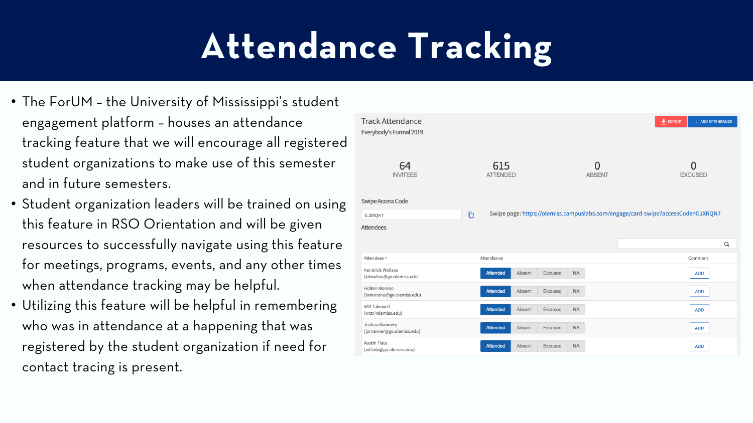# Attendance Tracking

- The ForUM – the University of Mississippi's student engagement platform – houses an attendance tracking feature that we will encourage all registered student organizations to make use of this semester and in future semesters.
- Student organization leaders will be trained on using this feature in RSO Orientation and will be given resources to successfully navigate using this feature for meetings, programs, events, and any other times when attendance tracking may be helpful.
- Utilizing this feature will be helpful in remembering who was in attendance at a happening that was registered by the student organization if need for contact tracing is present.

Track Attendance

Everybody's Formal 2019

EXPORT | ADD ATTENDANCE

| 64 | 615 | 0 | 0 |
|---|---|---|---|
| INVITEES | ATTENDED | ABSENT | EXCUSED |

Swipe Access Code

GJXRQN7

Swipe page: https://olemiss.campuslabs.com/engage/card-swipe?accessCode=GJXRQN7

Attendees

| Attendees | Attendance | Comment |
|---|---|---|
| Kendrick Wallace (kdwallac@go.olemiss.edu) | Attended / Absent / Excused / NA | ADD |
| Holten Moreno (hrmoreno@go.olemiss.edu) | Attended / Absent / Excused / NA | ADD |
| Will Takewell (wct@olemiss.edu) | Attended / Absent / Excused / NA | ADD |
| Joshua Mannery (jzmanner@go.olemiss.edu) | Attended / Absent / Excused / NA | ADD |
| Austin Fiala (adfiala@go.olemiss.edu) | Attended / Absent / Excused / NA | ADD |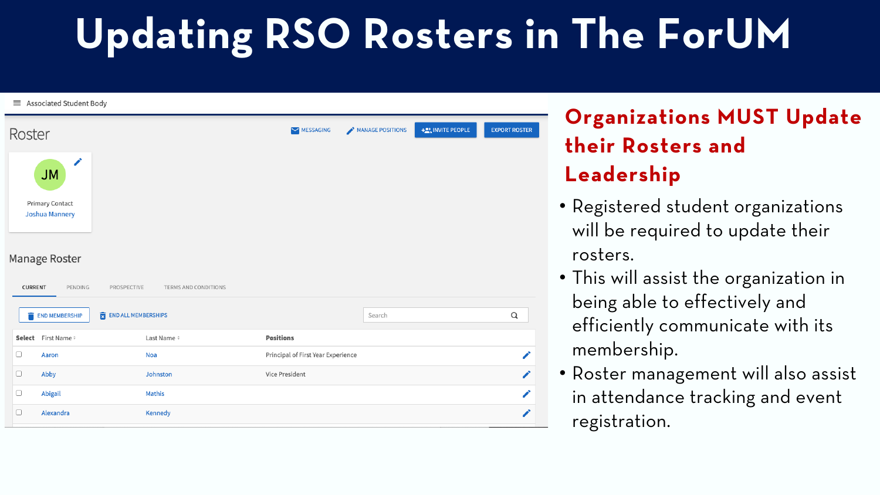# Updating RSO Rosters in The ForUM

Associated Student Body

## Roster

MESSAGING | MANAGE POSITIONS | INVITE PEOPLE | EXPORT ROSTER

JM

Primary Contact
Joshua Mannery

### Manage Roster

CURRENT | PENDING | PROSPECTIVE | TERMS AND CONDITIONS

END MEMBERSHIP | END ALL MEMBERSHIPS

Search

| Select | First Name | Last Name | Positions |
|---|---|---|---|
| | Aaron | Noa | Principal of First Year Experience |
| | Abby | Johnston | Vice President |
| | Abigail | Mathis | |
| | Alexandra | Kennedy | |

## Organizations MUST Update their Rosters and Leadership

- Registered student organizations will be required to update their rosters.
- This will assist the organization in being able to effectively and efficiently communicate with its membership.
- Roster management will also assist in attendance tracking and event registration.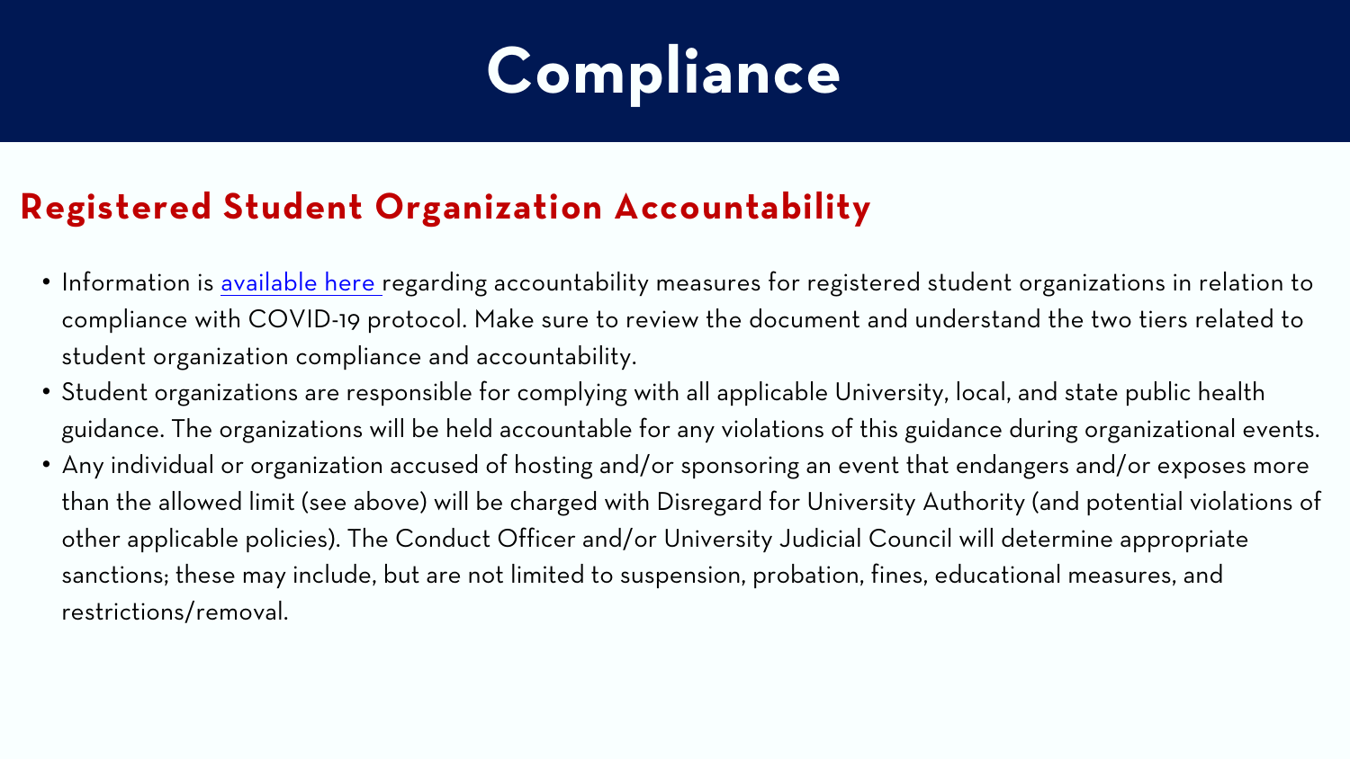# Compliance

## Registered Student Organization Accountability

- Information is available here regarding accountability measures for registered student organizations in relation to compliance with COVID-19 protocol. Make sure to review the document and understand the two tiers related to student organization compliance and accountability.
- Student organizations are responsible for complying with all applicable University, local, and state public health guidance. The organizations will be held accountable for any violations of this guidance during organizational events.
- Any individual or organization accused of hosting and/or sponsoring an event that endangers and/or exposes more than the allowed limit (see above) will be charged with Disregard for University Authority (and potential violations of other applicable policies). The Conduct Officer and/or University Judicial Council will determine appropriate sanctions; these may include, but are not limited to suspension, probation, fines, educational measures, and restrictions/removal.